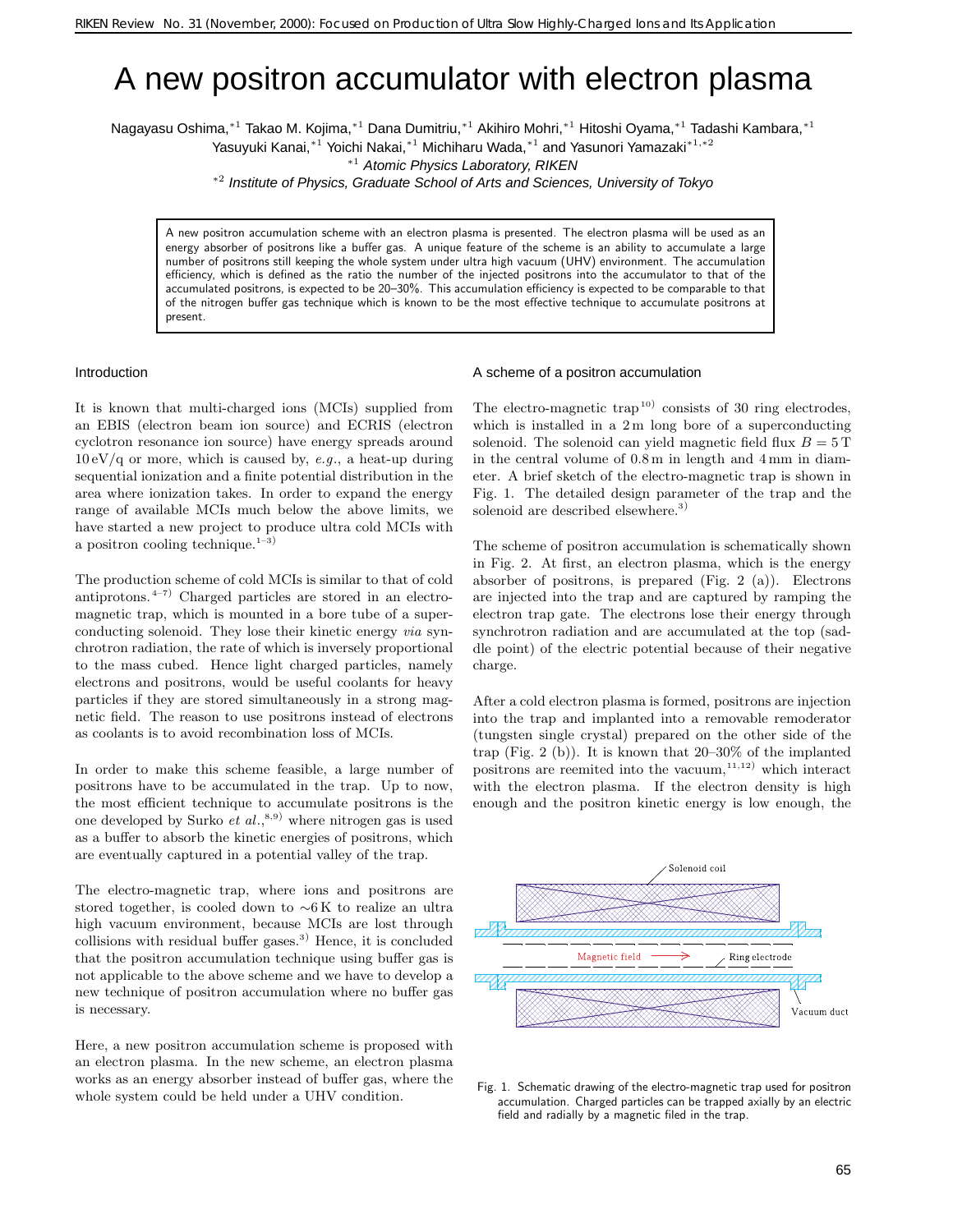# A new positron accumulator with electron plasma

Nagayasu Oshima,[*1] Takao M. Kojima,[*1] Dana Dumitriu,[*1] Akihiro Mohri,[*1] Hitoshi Oyama,[*1] Tadashi Kambara,[*1] Yasuyuki Kanai,[*1] Yoichi Nakai,[*1] Michiharu Wada,[*1] and Yasunori Yamazaki[*1,*2]

[*1] *Atomic Physics Laboratory, RIKEN*

[*2] *Institute of Physics, Graduate School of Arts and Sciences, University of Tokyo*

A new positron accumulation scheme with an electron plasma is presented. The electron plasma will be used as an energy absorber of positrons like a buffer gas. A unique feature of the scheme is an ability to accumulate a large number of positrons still keeping the whole system under ultra high vacuum (UHV) environment. The accumulation efficiency, which is defined as the ratio the number of the injected positrons into the accumulator to that of the accumulated positrons, is expected to be 20–30%. This accumulation efficiency is expected to be comparable to that of the nitrogen buffer gas technique which is known to be the most effective technique to accumulate positrons at present.

## Introduction

It is known that multi-charged ions (MCIs) supplied from an EBIS (electron beam ion source) and ECRIS (electron cyclotron resonance ion source) have energy spreads around 10 eV/q or more, which is caused by, *e.g.*, a heat-up during sequential ionization and a finite potential distribution in the area where ionization takes. In order to expand the energy range of available MCIs much below the above limits, we have started a new project to produce ultra cold MCIs with a positron cooling technique.[1–3]

The production scheme of cold MCIs is similar to that of cold antiprotons.[4–7] Charged particles are stored in an electro-magnetic trap, which is mounted in a bore tube of a superconducting solenoid. They lose their kinetic energy *via* synchrotron radiation, the rate of which is inversely proportional to the mass cubed. Hence light charged particles, namely electrons and positrons, would be useful coolants for heavy particles if they are stored simultaneously in a strong magnetic field. The reason to use positrons instead of electrons as coolants is to avoid recombination loss of MCIs.

In order to make this scheme feasible, a large number of positrons have to be accumulated in the trap. Up to now, the most efficient technique to accumulate positrons is the one developed by Surko *et al.*,[8,9] where nitrogen gas is used as a buffer to absorb the kinetic energies of positrons, which are eventually captured in a potential valley of the trap.

The electro-magnetic trap, where ions and positrons are stored together, is cooled down to ∼6 K to realize an ultra high vacuum environment, because MCIs are lost through collisions with residual buffer gases.[3] Hence, it is concluded that the positron accumulation technique using buffer gas is not applicable to the above scheme and we have to develop a new technique of positron accumulation where no buffer gas is necessary.

Here, a new positron accumulation scheme is proposed with an electron plasma. In the new scheme, an electron plasma works as an energy absorber instead of buffer gas, where the whole system could be held under a UHV condition.

## A scheme of a positron accumulation

The electro-magnetic trap[10] consists of 30 ring electrodes, which is installed in a 2 m long bore of a superconducting solenoid. The solenoid can yield magnetic field flux $B = 5\,\mathrm{T}$ in the central volume of 0.8 m in length and 4 mm in diameter. A brief sketch of the electro-magnetic trap is shown in Fig. 1. The detailed design parameter of the trap and the solenoid are described elsewhere.[3]

The scheme of positron accumulation is schematically shown in Fig. 2. At first, an electron plasma, which is the energy absorber of positrons, is prepared (Fig. 2 (a)). Electrons are injected into the trap and are captured by ramping the electron trap gate. The electrons lose their energy through synchrotron radiation and are accumulated at the top (saddle point) of the electric potential because of their negative charge.

After a cold electron plasma is formed, positrons are injection into the trap and implanted into a removable remoderator (tungsten single crystal) prepared on the other side of the trap (Fig. 2 (b)). It is known that 20–30% of the implanted positrons are reemited into the vacuum,[11,12] which interact with the electron plasma. If the electron density is high enough and the positron kinetic energy is low enough, the

Fig. 1. Schematic drawing of the electro-magnetic trap used for positron accumulation. Charged particles can be trapped axially by an electric field and radially by a magnetic filed in the trap.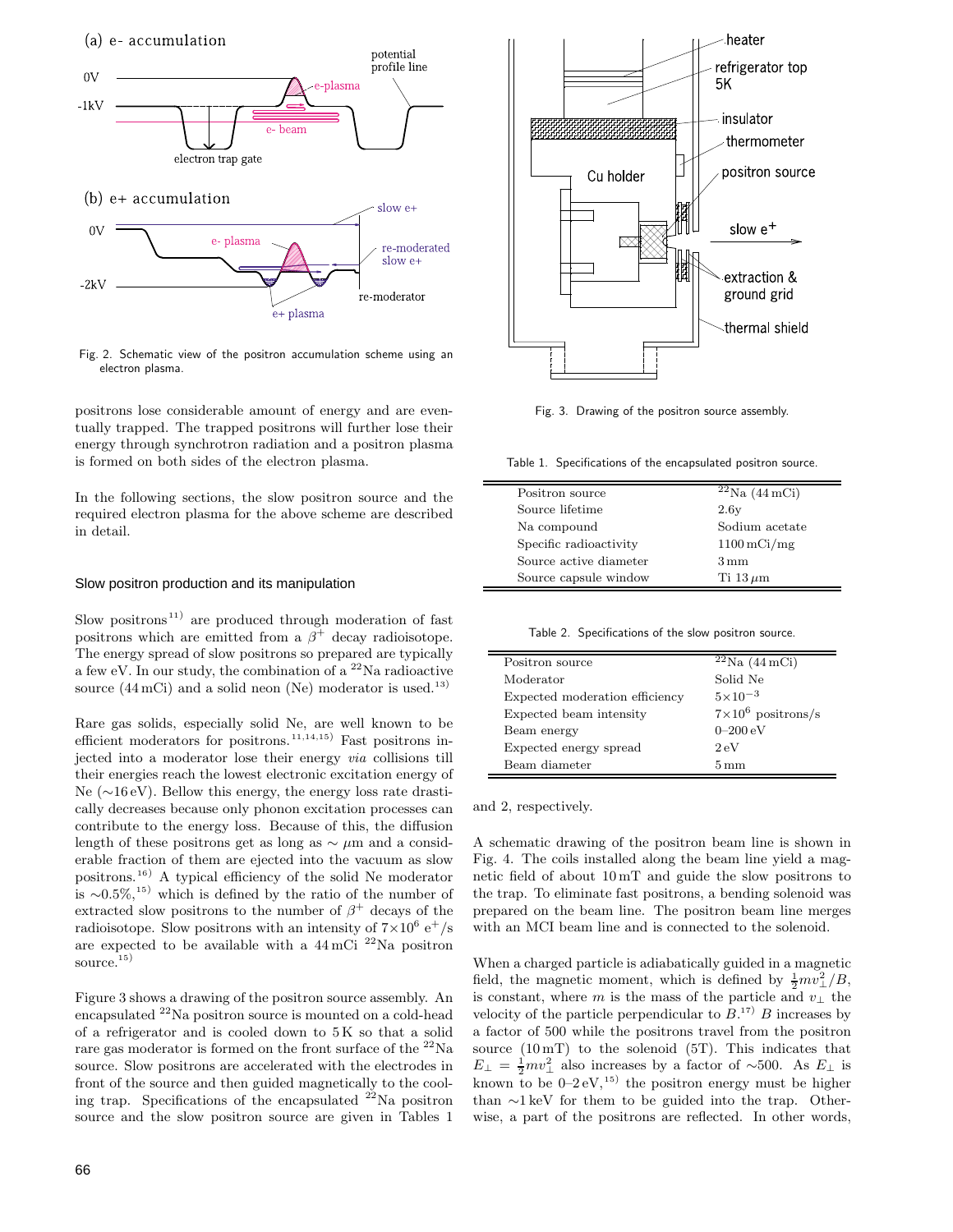Fig. 2. Schematic view of the positron accumulation scheme using an electron plasma.

positrons lose considerable amount of energy and are eventually trapped. The trapped positrons will further lose their energy through synchrotron radiation and a positron plasma is formed on both sides of the electron plasma.

In the following sections, the slow positron source and the required electron plasma for the above scheme are described in detail.

### Slow positron production and its manipulation

Slow positrons[11] are produced through moderation of fast positrons which are emitted from a $\beta^+$ decay radioisotope. The energy spread of slow positrons so prepared are typically a few eV. In our study, the combination of a $^{22}$Na radioactive source (44 mCi) and a solid neon (Ne) moderator is used.[13]

Rare gas solids, especially solid Ne, are well known to be efficient moderators for positrons.[11,14,15] Fast positrons injected into a moderator lose their energy *via* collisions till their energies reach the lowest electronic excitation energy of Ne (∼16 eV). Bellow this energy, the energy loss rate drastically decreases because only phonon excitation processes can contribute to the energy loss. Because of this, the diffusion length of these positrons get as long as ∼ μm and a considerable fraction of them are ejected into the vacuum as slow positrons.[16] A typical efficiency of the solid Ne moderator is ∼0.5%,[15] which is defined by the ratio of the number of extracted slow positrons to the number of $\beta^+$ decays of the radioisotope. Slow positrons with an intensity of $7\times10^6$ e$^+$/s are expected to be available with a 44 mCi $^{22}$Na positron source.[15]

Figure 3 shows a drawing of the positron source assembly. An encapsulated $^{22}$Na positron source is mounted on a cold-head of a refrigerator and is cooled down to 5 K so that a solid rare gas moderator is formed on the front surface of the $^{22}$Na source. Slow positrons are accelerated with the electrodes in front of the source and then guided magnetically to the cooling trap. Specifications of the encapsulated $^{22}$Na positron source and the slow positron source are given in Tables 1 and 2, respectively.

Fig. 3. Drawing of the positron source assembly.

Table 1. Specifications of the encapsulated positron source.

| | |
|---|---|
| Positron source | $^{22}$Na (44 mCi) |
| Source lifetime | 2.6y |
| Na compound | Sodium acetate |
| Specific radioactivity | 1100 mCi/mg |
| Source active diameter | 3 mm |
| Source capsule window | Ti 13 μm |

Table 2. Specifications of the slow positron source.

| | |
|---|---|
| Positron source | $^{22}$Na (44 mCi) |
| Moderator | Solid Ne |
| Expected moderation efficiency | $5\times10^{-3}$ |
| Expected beam intensity | $7\times10^6$ positrons/s |
| Beam energy | 0–200 eV |
| Expected energy spread | 2 eV |
| Beam diameter | 5 mm |

A schematic drawing of the positron beam line is shown in Fig. 4. The coils installed along the beam line yield a magnetic field of about 10 mT and guide the slow positrons to the trap. To eliminate fast positrons, a bending solenoid was prepared on the beam line. The positron beam line merges with an MCI beam line and is connected to the solenoid.

When a charged particle is adiabatically guided in a magnetic field, the magnetic moment, which is defined by $\frac{1}{2}mv_\perp^2/B$, is constant, where $m$ is the mass of the particle and $v_\perp$ the velocity of the particle perpendicular to $B$.[17] $B$ increases by a factor of 500 while the positrons travel from the positron source (10 mT) to the solenoid (5T). This indicates that $E_\perp = \frac{1}{2}mv_\perp^2$ also increases by a factor of ∼500. As $E_\perp$ is known to be 0–2 eV,[15] the positron energy must be higher than ∼1 keV for them to be guided into the trap. Otherwise, a part of the positrons are reflected. In other words,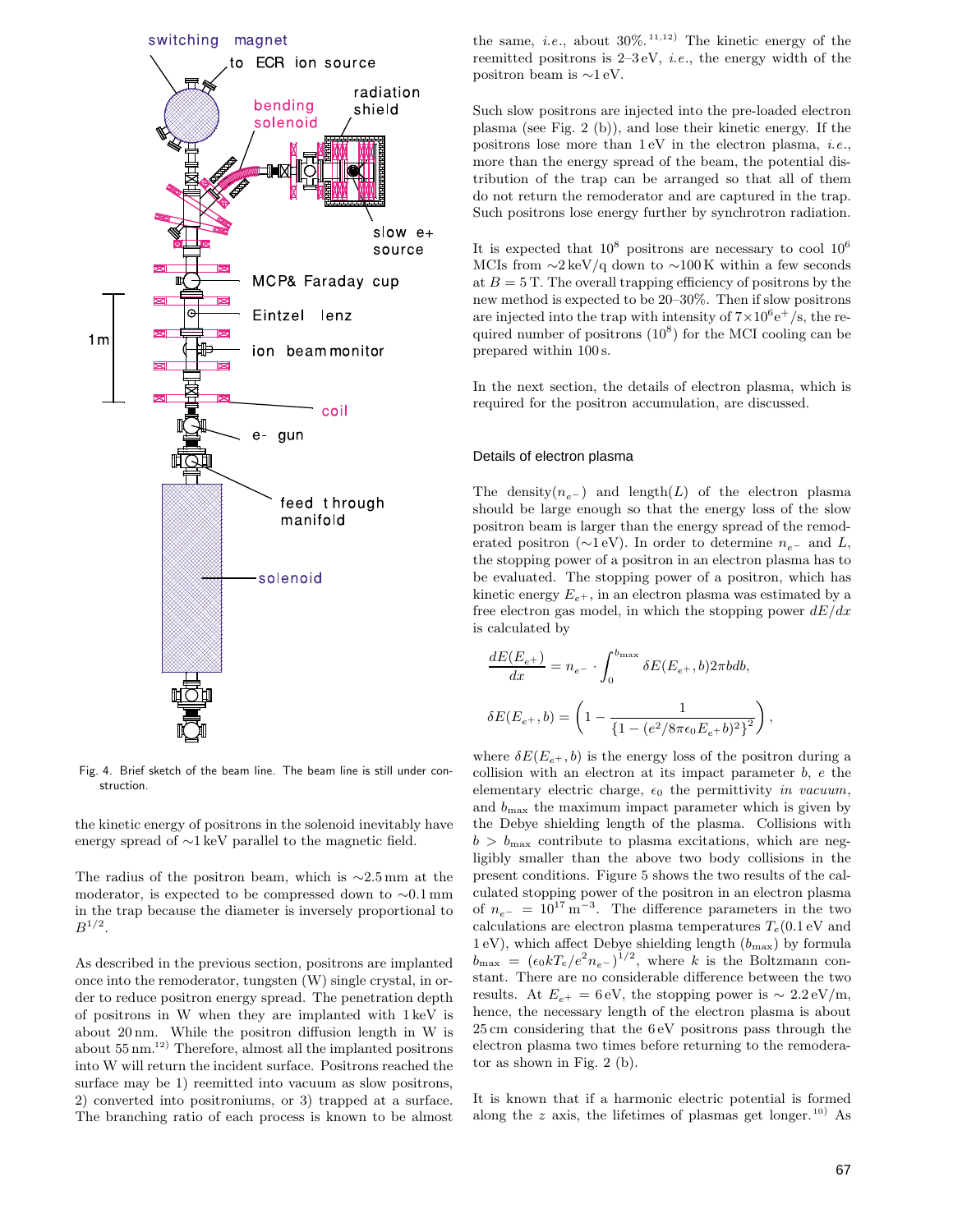Fig. 4. Brief sketch of the beam line. The beam line is still under construction.

the kinetic energy of positrons in the solenoid inevitably have energy spread of ∼1 keV parallel to the magnetic field.

The radius of the positron beam, which is ∼2.5 mm at the moderator, is expected to be compressed down to ∼0.1 mm in the trap because the diameter is inversely proportional to $B^{1/2}$.

As described in the previous section, positrons are implanted once into the remoderator, tungsten (W) single crystal, in order to reduce positron energy spread. The penetration depth of positrons in W when they are implanted with 1 keV is about 20 nm. While the positron diffusion length in W is about 55 nm.[12] Therefore, almost all the implanted positrons into W will return the incident surface. Positrons reached the surface may be 1) reemitted into vacuum as slow positrons, 2) converted into positroniums, or 3) trapped at a surface. The branching ratio of each process is known to be almost the same, *i.e.*, about 30%.[11,12] The kinetic energy of the reemitted positrons is 2–3 eV, *i.e.*, the energy width of the positron beam is ∼1 eV.

Such slow positrons are injected into the pre-loaded electron plasma (see Fig. 2 (b)), and lose their kinetic energy. If the positrons lose more than 1 eV in the electron plasma, *i.e.*, more than the energy spread of the beam, the potential distribution of the trap can be arranged so that all of them do not return the remoderator and are captured in the trap. Such positrons lose energy further by synchrotron radiation.

It is expected that $10^8$ positrons are necessary to cool $10^6$ MCIs from ∼2 keV/q down to ∼100 K within a few seconds at $B = 5$ T. The overall trapping efficiency of positrons by the new method is expected to be 20–30%. Then if slow positrons are injected into the trap with intensity of $7\times10^6 e^+$/s, the required number of positrons ($10^8$) for the MCI cooling can be prepared within 100 s.

In the next section, the details of electron plasma, which is required for the positron accumulation, are discussed.

## Details of electron plasma

The density($n_{e^-}$) and length($L$) of the electron plasma should be large enough so that the energy loss of the slow positron beam is larger than the energy spread of the remoderated positron (∼1 eV). In order to determine $n_{e^-}$ and $L$, the stopping power of a positron in an electron plasma has to be evaluated. The stopping power of a positron, which has kinetic energy $E_{e^+}$, in an electron plasma was estimated by a free electron gas model, in which the stopping power $dE/dx$ is calculated by

$$\frac{dE(E_{e^+})}{dx} = n_{e^-} \cdot \int_0^{b_{\max}} \delta E(E_{e^+}, b) 2\pi b db,$$

$$\delta E(E_{e^+}, b) = \left(1 - \frac{1}{\{1 - (e^2/8\pi\epsilon_0 E_{e^+} b)^2\}^2}\right),$$

where $\delta E(E_{e^+}, b)$ is the energy loss of the positron during a collision with an electron at its impact parameter $b$, $e$ the elementary electric charge, $\epsilon_0$ the permittivity *in vacuum*, and $b_{\max}$ the maximum impact parameter which is given by the Debye shielding length of the plasma. Collisions with $b > b_{\max}$ contribute to plasma excitations, which are negligibly smaller than the above two body collisions in the present conditions. Figure 5 shows the two results of the calculated stopping power of the positron in an electron plasma of $n_{e^-} = 10^{17}\,\mathrm{m}^{-3}$. The difference parameters in the two calculations are electron plasma temperatures $T_e$(0.1 eV and 1 eV), which affect Debye shielding length ($b_{\max}$) by formula $b_{\max} = (\epsilon_0 k T_e / e^2 n_{e^-})^{1/2}$, where $k$ is the Boltzmann constant. There are no considerable difference between the two results. At $E_{e^+} = 6$ eV, the stopping power is ∼ 2.2 eV/m, hence, the necessary length of the electron plasma is about 25 cm considering that the 6 eV positrons pass through the electron plasma two times before returning to the remoderator as shown in Fig. 2 (b).

It is known that if a harmonic electric potential is formed along the $z$ axis, the lifetimes of plasmas get longer.[10] As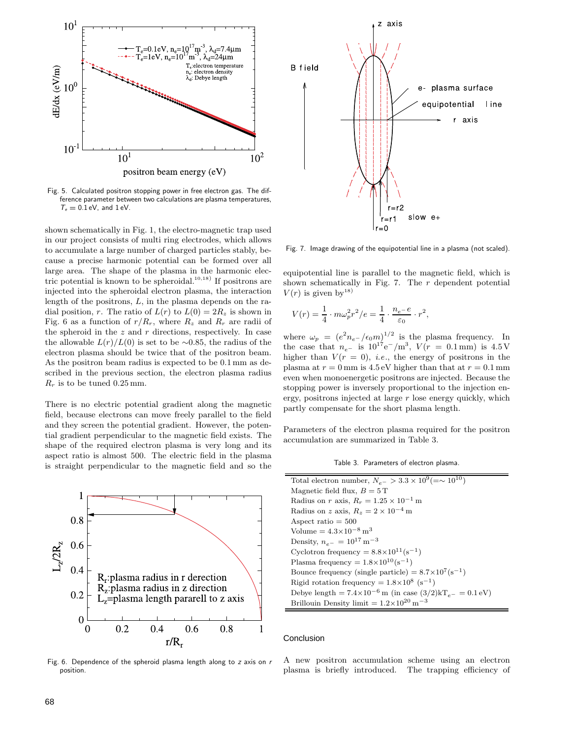Fig. 5. Calculated positron stopping power in free electron gas. The difference parameter between two calculations are plasma temperatures, $T_e = 0.1\,\mathrm{eV}$, and $1\,\mathrm{eV}$.

shown schematically in Fig. 1, the electro-magnetic trap used in our project consists of multi ring electrodes, which allows to accumulate a large number of charged particles stably, because a precise harmonic potential can be formed over all large area. The shape of the plasma in the harmonic electric potential is known to be spheroidal.[10,18] If positrons are injected into the spheroidal electron plasma, the interaction length of the positrons, $L$, in the plasma depends on the radial position, $r$. The ratio of $L(r)$ to $L(0) = 2R_z$ is shown in Fig. 6 as a function of $r/R_r$, where $R_z$ and $R_r$ are radii of the spheroid in the $z$ and $r$ directions, respectively. In case the allowable $L(r)/L(0)$ is set to be $\sim$0.85, the radius of the electron plasma should be twice that of the positron beam. As the positron beam radius is expected to be 0.1 mm as described in the previous section, the electron plasma radius $R_r$ is to be tuned 0.25 mm.

There is no electric potential gradient along the magnetic field, because electrons can move freely parallel to the field and they screen the potential gradient. However, the potential gradient perpendicular to the magnetic field exists. The shape of the required electron plasma is very long and its aspect ratio is almost 500. The electric field in the plasma is straight perpendicular to the magnetic field and so the

Fig. 6. Dependence of the spheroid plasma length along to $z$ axis on $r$ position.

Fig. 7. Image drawing of the equipotential line in a plasma (not scaled).

equipotential line is parallel to the magnetic field, which is shown schematically in Fig. 7. The $r$ dependent potential $V(r)$ is given by[18]

$$V(r) = \frac{1}{4} \cdot m\omega_p^2 r^2 / e = \frac{1}{4} \cdot \frac{n_{e^-} e}{\varepsilon_0} \cdot r^2,$$

where $\omega_p = (e^2 n_{e^-}/\epsilon_0 m)^{1/2}$ is the plasma frequency. In the case that $n_{e^-}$ is $10^{17}\,\mathrm{e^-/m^3}$, $V(r = 0.1\,\mathrm{mm})$ is 4.5 V higher than $V(r = 0)$, *i.e.*, the energy of positrons in the plasma at $r = 0$ mm is 4.5 eV higher than that at $r = 0.1$ mm even when monoenergetic positrons are injected. Because the stopping power is inversely proportional to the injection energy, positrons injected at large $r$ lose energy quickly, which partly compensate for the short plasma length.

Parameters of the electron plasma required for the positron accumulation are summarized in Table 3.

Table 3. Parameters of electron plasma.

| Parameter |
|---|
| Total electron number, $N_{e^-} > 3.3 \times 10^9 (= \sim 10^{10})$ |
| Magnetic field flux, $B = 5\,\mathrm{T}$ |
| Radius on $r$ axis, $R_r = 1.25 \times 10^{-1}\,\mathrm{m}$ |
| Radius on $z$ axis, $R_z = 2 \times 10^{-4}\,\mathrm{m}$ |
| Aspect ratio = 500 |
| Volume = $4.3 \times 10^{-8}\,\mathrm{m^3}$ |
| Density, $n_{e^-} = 10^{17}\,\mathrm{m^{-3}}$ |
| Cyclotron frequency = $8.8 \times 10^{11} (\mathrm{s^{-1}})$ |
| Plasma frequency = $1.8 \times 10^{10} (\mathrm{s^{-1}})$ |
| Bounce frequency (single particle) = $8.7 \times 10^{7} (\mathrm{s^{-1}})$ |
| Rigid rotation frequency = $1.8 \times 10^{8}\ (\mathrm{s^{-1}})$ |
| Debye length = $7.4 \times 10^{-6}\,\mathrm{m}$ (in case $(3/2)kT_{e^-} = 0.1\,\mathrm{eV}$) |
| Brillouin Density limit = $1.2 \times 10^{20}\,\mathrm{m^{-3}}$ |

## Conclusion

A new positron accumulation scheme using an electron plasma is briefly introduced. The trapping efficiency of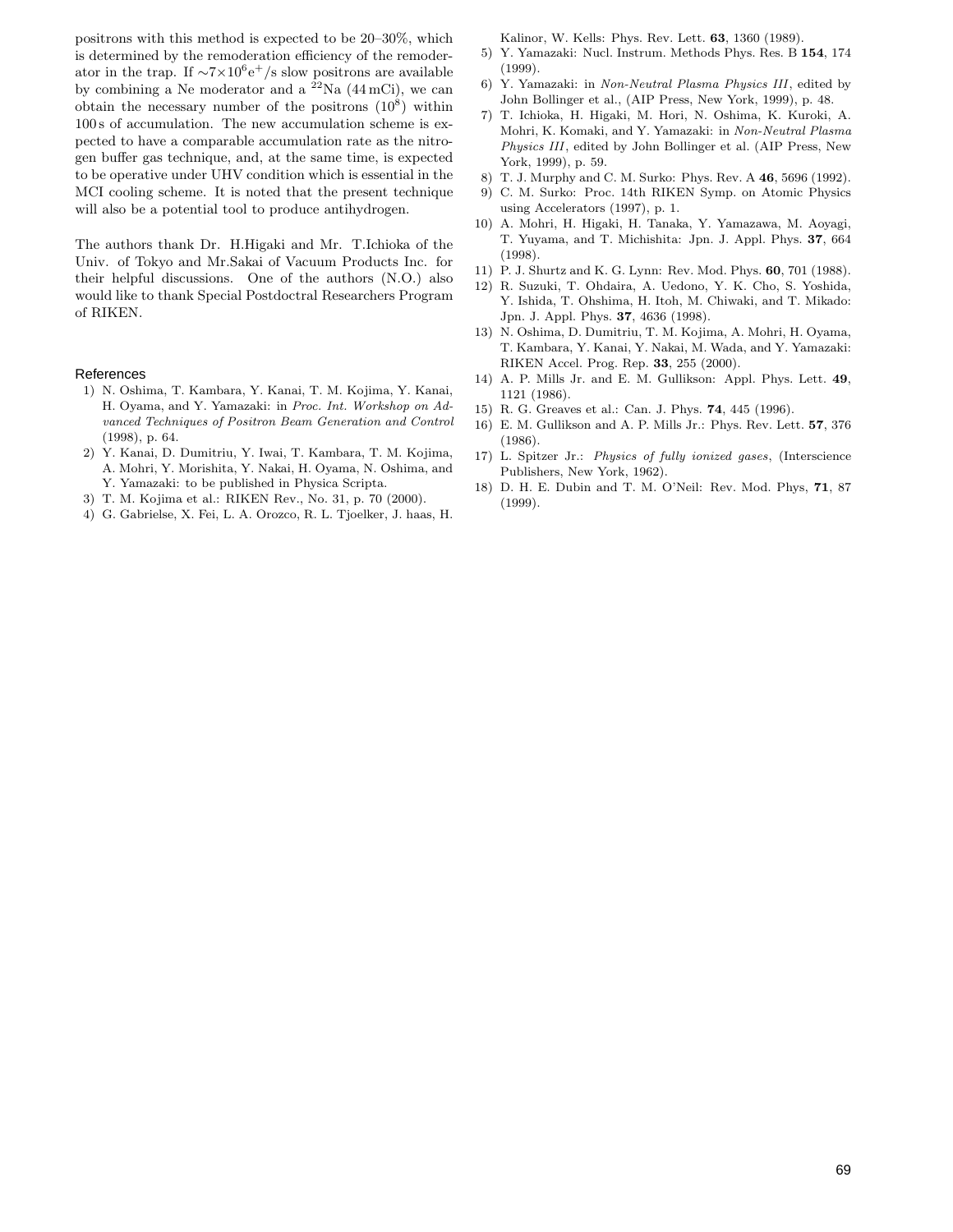positrons with this method is expected to be 20–30%, which is determined by the remoderation efficiency of the remoderator in the trap. If $\sim 7\times 10^6 e^+/s$ slow positrons are available by combining a Ne moderator and a $^{22}Na$ (44 mCi), we can obtain the necessary number of the positrons ($10^8$) within 100 s of accumulation. The new accumulation scheme is expected to have a comparable accumulation rate as the nitrogen buffer gas technique, and, at the same time, is expected to be operative under UHV condition which is essential in the MCI cooling scheme. It is noted that the present technique will also be a potential tool to produce antihydrogen.

The authors thank Dr. H.Higaki and Mr. T.Ichioka of the Univ. of Tokyo and Mr.Sakai of Vacuum Products Inc. for their helpful discussions. One of the authors (N.O.) also would like to thank Special Postdoctral Researchers Program of RIKEN.

## References

1) N. Oshima, T. Kambara, Y. Kanai, T. M. Kojima, Y. Kanai, H. Oyama, and Y. Yamazaki: in *Proc. Int. Workshop on Advanced Techniques of Positron Beam Generation and Control* (1998), p. 64.
2) Y. Kanai, D. Dumitriu, Y. Iwai, T. Kambara, T. M. Kojima, A. Mohri, Y. Morishita, Y. Nakai, H. Oyama, N. Oshima, and Y. Yamazaki: to be published in Physica Scripta.
3) T. M. Kojima et al.: RIKEN Rev., No. 31, p. 70 (2000).
4) G. Gabrielse, X. Fei, L. A. Orozco, R. L. Tjoelker, J. haas, H. Kalinor, W. Kells: Phys. Rev. Lett. **63**, 1360 (1989).
5) Y. Yamazaki: Nucl. Instrum. Methods Phys. Res. B **154**, 174 (1999).
6) Y. Yamazaki: in *Non-Neutral Plasma Physics III*, edited by John Bollinger et al., (AIP Press, New York, 1999), p. 48.
7) T. Ichioka, H. Higaki, M. Hori, N. Oshima, K. Kuroki, A. Mohri, K. Komaki, and Y. Yamazaki: in *Non-Neutral Plasma Physics III*, edited by John Bollinger et al. (AIP Press, New York, 1999), p. 59.
8) T. J. Murphy and C. M. Surko: Phys. Rev. A **46**, 5696 (1992).
9) C. M. Surko: Proc. 14th RIKEN Symp. on Atomic Physics using Accelerators (1997), p. 1.
10) A. Mohri, H. Higaki, H. Tanaka, Y. Yamazawa, M. Aoyagi, T. Yuyama, and T. Michishita: Jpn. J. Appl. Phys. **37**, 664 (1998).
11) P. J. Shurtz and K. G. Lynn: Rev. Mod. Phys. **60**, 701 (1988).
12) R. Suzuki, T. Ohdaira, A. Uedono, Y. K. Cho, S. Yoshida, Y. Ishida, T. Ohshima, H. Itoh, M. Chiwaki, and T. Mikado: Jpn. J. Appl. Phys. **37**, 4636 (1998).
13) N. Oshima, D. Dumitriu, T. M. Kojima, A. Mohri, H. Oyama, T. Kambara, Y. Kanai, Y. Nakai, M. Wada, and Y. Yamazaki: RIKEN Accel. Prog. Rep. **33**, 255 (2000).
14) A. P. Mills Jr. and E. M. Gullikson: Appl. Phys. Lett. **49**, 1121 (1986).
15) R. G. Greaves et al.: Can. J. Phys. **74**, 445 (1996).
16) E. M. Gullikson and A. P. Mills Jr.: Phys. Rev. Lett. **57**, 376 (1986).
17) L. Spitzer Jr.: *Physics of fully ionized gases*, (Interscience Publishers, New York, 1962).
18) D. H. E. Dubin and T. M. O'Neil: Rev. Mod. Phys, **71**, 87 (1999).